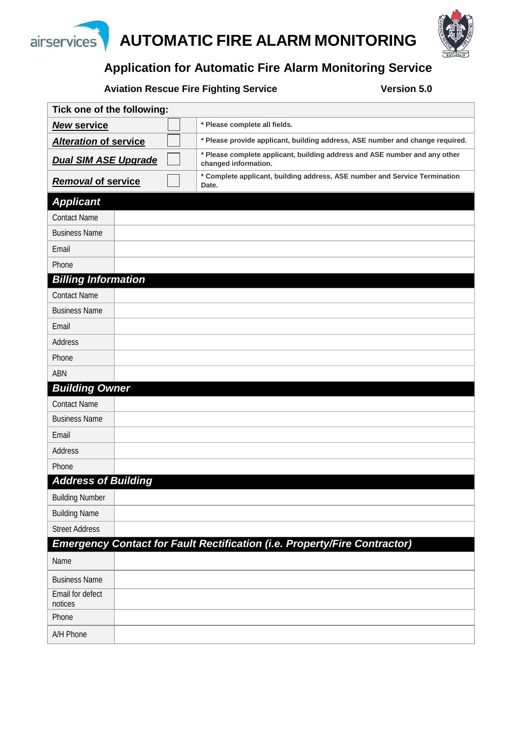# AUTOMATIC FIRE ALARM MONITORING

## Application for Automatic Fire Alarm Monitoring Service

**Aviation Rescue Fire Fighting Service** **Version 5.0**

| Tick one of the following: | | |
|---|---|---|
| ***New* service** | ☐ | * Please complete all fields. |
| ***Alteration* of service** | ☐ | * Please provide applicant, building address, ASE number and change required. |
| ***Dual SIM ASE Upgrade*** | ☐ | * Please complete applicant, building address and ASE number and any other changed information. |
| ***Removal* of service** | ☐ | * Complete applicant, building address, ASE number and Service Termination Date. |

| ***Applicant*** | |
|---|---|
| Contact Name | |
| Business Name | |
| Email | |
| Phone | |
| ***Billing Information*** | |
| Contact Name | |
| Business Name | |
| Email | |
| Address | |
| Phone | |
| ABN | |
| ***Building Owner*** | |
| Contact Name | |
| Business Name | |
| Email | |
| Address | |
| Phone | |
| ***Address of Building*** | |
| Building Number | |
| Building Name | |
| Street Address | |
| ***Emergency Contact for Fault Rectification (i.e. Property/Fire Contractor)*** | |
| Name | |
| Business Name | |
| Email for defect notices | |
| Phone | |
| A/H Phone | |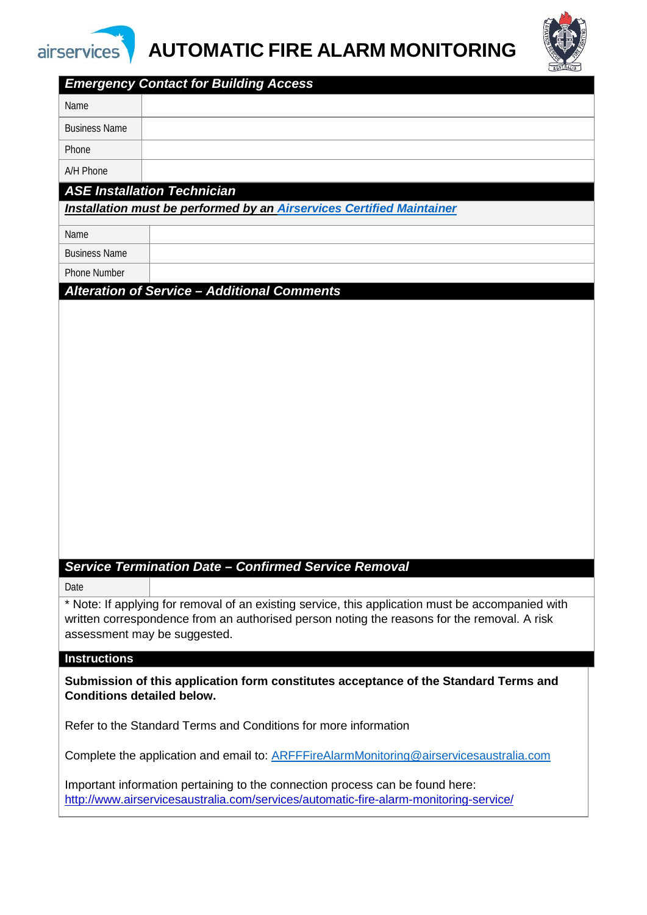# AUTOMATIC FIRE ALARM MONITORING

| ***Emergency Contact for Building Access*** | |
|---|---|
| Name | |
| Business Name | |
| Phone | |
| A/H Phone | |

| ***ASE Installation Technician*** | |
|---|---|
| ***Installation must be performed by an Airservices Certified Maintainer*** | |
| Name | |
| Business Name | |
| Phone Number | |

***Alteration of Service – Additional Comments***

| ***Service Termination Date – Confirmed Service Removal*** | |
|---|---|
| Date | |

* Note: If applying for removal of an existing service, this application must be accompanied with written correspondence from an authorised person noting the reasons for the removal. A risk assessment may be suggested.

**Instructions**

**Submission of this application form constitutes acceptance of the Standard Terms and Conditions detailed below.**

Refer to the Standard Terms and Conditions for more information

Complete the application and email to: ARFFFireAlarmMonitoring@airservicesaustralia.com

Important information pertaining to the connection process can be found here: http://www.airservicesaustralia.com/services/automatic-fire-alarm-monitoring-service/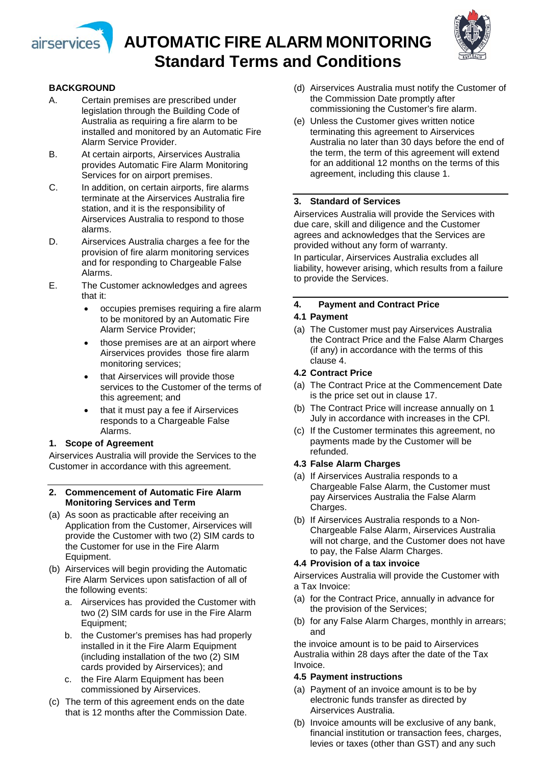# AUTOMATIC FIRE ALARM MONITORING Standard Terms and Conditions

## BACKGROUND

A. Certain premises are prescribed under legislation through the Building Code of Australia as requiring a fire alarm to be installed and monitored by an Automatic Fire Alarm Service Provider.

B. At certain airports, Airservices Australia provides Automatic Fire Alarm Monitoring Services for on airport premises.

C. In addition, on certain airports, fire alarms terminate at the Airservices Australia fire station, and it is the responsibility of Airservices Australia to respond to those alarms.

D. Airservices Australia charges a fee for the provision of fire alarm monitoring services and for responding to Chargeable False Alarms.

E. The Customer acknowledges and agrees that it:

- occupies premises requiring a fire alarm to be monitored by an Automatic Fire Alarm Service Provider;
- those premises are at an airport where Airservices provides those fire alarm monitoring services;
- that Airservices will provide those services to the Customer of the terms of this agreement; and
- that it must pay a fee if Airservices responds to a Chargeable False Alarms.

## 1. Scope of Agreement

Airservices Australia will provide the Services to the Customer in accordance with this agreement.

## 2. Commencement of Automatic Fire Alarm Monitoring Services and Term

(a) As soon as practicable after receiving an Application from the Customer, Airservices will provide the Customer with two (2) SIM cards to the Customer for use in the Fire Alarm Equipment.

(b) Airservices will begin providing the Automatic Fire Alarm Services upon satisfaction of all of the following events:

  a. Airservices has provided the Customer with two (2) SIM cards for use in the Fire Alarm Equipment;

  b. the Customer's premises has had properly installed in it the Fire Alarm Equipment (including installation of the two (2) SIM cards provided by Airservices); and

  c. the Fire Alarm Equipment has been commissioned by Airservices.

(c) The term of this agreement ends on the date that is 12 months after the Commission Date.

(d) Airservices Australia must notify the Customer of the Commission Date promptly after commissioning the Customer's fire alarm.

(e) Unless the Customer gives written notice terminating this agreement to Airservices Australia no later than 30 days before the end of the term, the term of this agreement will extend for an additional 12 months on the terms of this agreement, including this clause 1.

## 3. Standard of Services

Airservices Australia will provide the Services with due care, skill and diligence and the Customer agrees and acknowledges that the Services are provided without any form of warranty.

In particular, Airservices Australia excludes all liability, however arising, which results from a failure to provide the Services.

## 4. Payment and Contract Price

### 4.1 Payment

(a) The Customer must pay Airservices Australia the Contract Price and the False Alarm Charges (if any) in accordance with the terms of this clause 4.

### 4.2 Contract Price

(a) The Contract Price at the Commencement Date is the price set out in clause 17.

(b) The Contract Price will increase annually on 1 July in accordance with increases in the CPI.

(c) If the Customer terminates this agreement, no payments made by the Customer will be refunded.

### 4.3 False Alarm Charges

(a) If Airservices Australia responds to a Chargeable False Alarm, the Customer must pay Airservices Australia the False Alarm Charges.

(b) If Airservices Australia responds to a Non-Chargeable False Alarm, Airservices Australia will not charge, and the Customer does not have to pay, the False Alarm Charges.

### 4.4 Provision of a tax invoice

Airservices Australia will provide the Customer with a Tax Invoice:

(a) for the Contract Price, annually in advance for the provision of the Services;

(b) for any False Alarm Charges, monthly in arrears; and

the invoice amount is to be paid to Airservices Australia within 28 days after the date of the Tax Invoice.

### 4.5 Payment instructions

(a) Payment of an invoice amount is to be by electronic funds transfer as directed by Airservices Australia.

(b) Invoice amounts will be exclusive of any bank, financial institution or transaction fees, charges, levies or taxes (other than GST) and any such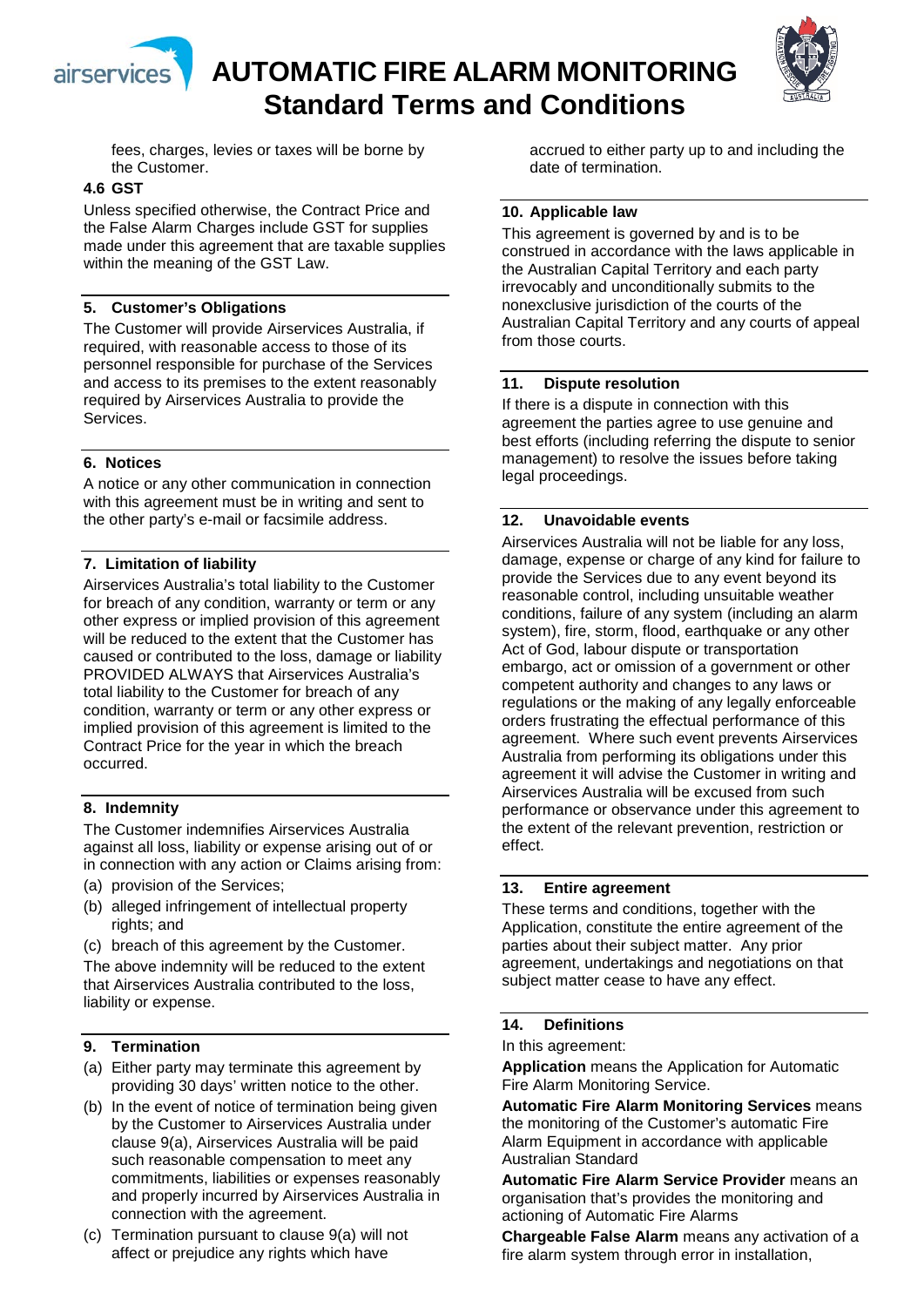fees, charges, levies or taxes will be borne by the Customer.

### 4.6 GST

Unless specified otherwise, the Contract Price and the False Alarm Charges include GST for supplies made under this agreement that are taxable supplies within the meaning of the GST Law.

## 5. Customer's Obligations

The Customer will provide Airservices Australia, if required, with reasonable access to those of its personnel responsible for purchase of the Services and access to its premises to the extent reasonably required by Airservices Australia to provide the Services.

## 6. Notices

A notice or any other communication in connection with this agreement must be in writing and sent to the other party's e-mail or facsimile address.

## 7. Limitation of liability

Airservices Australia's total liability to the Customer for breach of any condition, warranty or term or any other express or implied provision of this agreement will be reduced to the extent the Customer has caused or contributed to the loss, damage or liability PROVIDED ALWAYS that Airservices Australia's total liability to the Customer for breach of any condition, warranty or term or any other express or implied provision of this agreement is limited to the Contract Price for the year in which the breach occurred.

## 8. Indemnity

The Customer indemnifies Airservices Australia against all loss, liability or expense arising out of or in connection with any action or Claims arising from:

(a) provision of the Services;

(b) alleged infringement of intellectual property rights; and

(c) breach of this agreement by the Customer.

The above indemnity will be reduced to the extent that Airservices Australia contributed to the loss, liability or expense.

## 9. Termination

(a) Either party may terminate this agreement by providing 30 days' written notice to the other.

(b) In the event of notice of termination being given by the Customer to Airservices Australia under clause 9(a), Airservices Australia will be paid such reasonable compensation to meet any commitments, liabilities or expenses reasonably and properly incurred by Airservices Australia in connection with the agreement.

(c) Termination pursuant to clause 9(a) will not affect or prejudice any rights which have accrued to either party up to and including the date of termination.

## 10. Applicable law

This agreement is governed by and is to be construed in accordance with the laws applicable in the Australian Capital Territory and each party irrevocably and unconditionally submits to the nonexclusive jurisdiction of the courts of the Australian Capital Territory and any courts of appeal from those courts.

## 11. Dispute resolution

If there is a dispute in connection with this agreement the parties agree to use genuine and best efforts (including referring the dispute to senior management) to resolve the issues before taking legal proceedings.

## 12. Unavoidable events

Airservices Australia will not be liable for any loss, damage, expense or charge of any kind for failure to provide the Services due to any event beyond its reasonable control, including unsuitable weather conditions, failure of any system (including an alarm system), fire, storm, flood, earthquake or any other Act of God, labour dispute or transportation embargo, act or omission of a government or other competent authority and changes to any laws or regulations or the making of any legally enforceable orders frustrating the effectual performance of this agreement. Where such event prevents Airservices Australia from performing its obligations under this agreement it will advise the Customer in writing and Airservices Australia will be excused from such performance or observance under this agreement to the extent of the relevant prevention, restriction or effect.

## 13. Entire agreement

These terms and conditions, together with the Application, constitute the entire agreement of the parties about their subject matter. Any prior agreement, undertakings and negotiations on that subject matter cease to have any effect.

## 14. Definitions

In this agreement:

**Application** means the Application for Automatic Fire Alarm Monitoring Service.

**Automatic Fire Alarm Monitoring Services** means the monitoring of the Customer's automatic Fire Alarm Equipment in accordance with applicable Australian Standard

**Automatic Fire Alarm Service Provider** means an organisation that's provides the monitoring and actioning of Automatic Fire Alarms

**Chargeable False Alarm** means any activation of a fire alarm system through error in installation,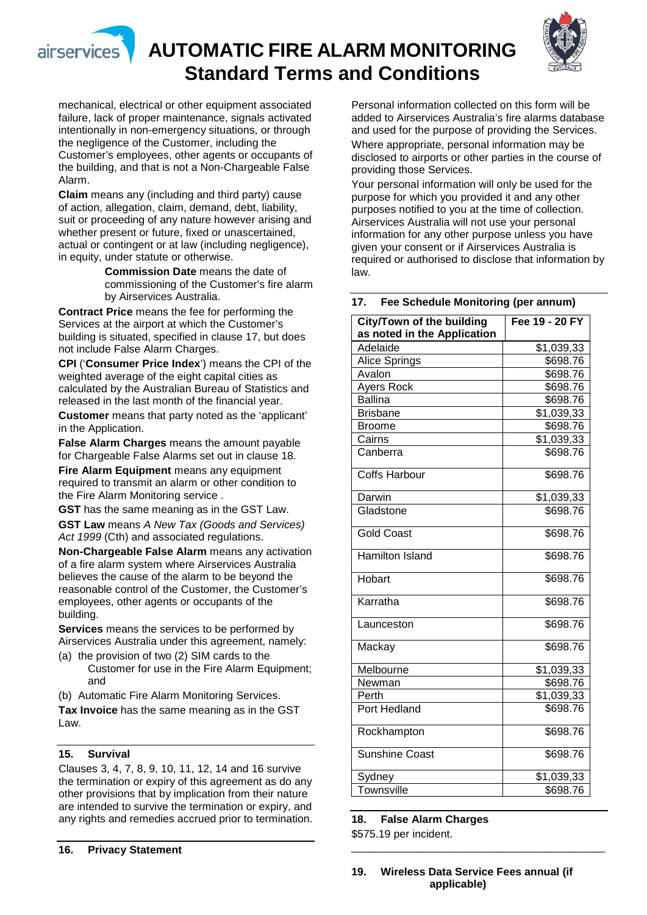mechanical, electrical or other equipment associated failure, lack of proper maintenance, signals activated intentionally in non-emergency situations, or through the negligence of the Customer, including the Customer's employees, other agents or occupants of the building, and that is not a Non-Chargeable False Alarm.

**Claim** means any (including and third party) cause of action, allegation, claim, demand, debt, liability, suit or proceeding of any nature however arising and whether present or future, fixed or unascertained, actual or contingent or at law (including negligence), in equity, under statute or otherwise.

**Commission Date** means the date of commissioning of the Customer's fire alarm by Airservices Australia.

**Contract Price** means the fee for performing the Services at the airport at which the Customer's building is situated, specified in clause 17, but does not include False Alarm Charges.

**CPI** ('**Consumer Price Index**') means the CPI of the weighted average of the eight capital cities as calculated by the Australian Bureau of Statistics and released in the last month of the financial year.

**Customer** means that party noted as the 'applicant' in the Application.

**False Alarm Charges** means the amount payable for Chargeable False Alarms set out in clause 18.

**Fire Alarm Equipment** means any equipment required to transmit an alarm or other condition to the Fire Alarm Monitoring service .

**GST** has the same meaning as in the GST Law.

**GST Law** means *A New Tax (Goods and Services) Act 1999* (Cth) and associated regulations.

**Non-Chargeable False Alarm** means any activation of a fire alarm system where Airservices Australia believes the cause of the alarm to be beyond the reasonable control of the Customer, the Customer's employees, other agents or occupants of the building.

**Services** means the services to be performed by Airservices Australia under this agreement, namely:

(a) the provision of two (2) SIM cards to the Customer for use in the Fire Alarm Equipment; and

(b) Automatic Fire Alarm Monitoring Services.

**Tax Invoice** has the same meaning as in the GST Law.

## 15. Survival

Clauses 3, 4, 7, 8, 9, 10, 11, 12, 14 and 16 survive the termination or expiry of this agreement as do any other provisions that by implication from their nature are intended to survive the termination or expiry, and any rights and remedies accrued prior to termination.

## 16. Privacy Statement

Personal information collected on this form will be added to Airservices Australia's fire alarms database and used for the purpose of providing the Services.

Where appropriate, personal information may be disclosed to airports or other parties in the course of providing those Services.

Your personal information will only be used for the purpose for which you provided it and any other purposes notified to you at the time of collection. Airservices Australia will not use your personal information for any other purpose unless you have given your consent or if Airservices Australia is required or authorised to disclose that information by law.

## 17. Fee Schedule Monitoring (per annum)

| City/Town of the building as noted in the Application | Fee 19 - 20 FY |
|---|---|
| Adelaide | $1,039,33 |
| Alice Springs | $698.76 |
| Avalon | $698.76 |
| Ayers Rock | $698.76 |
| Ballina | $698.76 |
| Brisbane | $1,039,33 |
| Broome | $698.76 |
| Cairns | $1,039,33 |
| Canberra | $698.76 |
| Coffs Harbour | $698.76 |
| Darwin | $1,039,33 |
| Gladstone | $698.76 |
| Gold Coast | $698.76 |
| Hamilton Island | $698.76 |
| Hobart | $698.76 |
| Karratha | $698.76 |
| Launceston | $698.76 |
| Mackay | $698.76 |
| Melbourne | $1,039,33 |
| Newman | $698.76 |
| Perth | $1,039,33 |
| Port Hedland | $698.76 |
| Rockhampton | $698.76 |
| Sunshine Coast | $698.76 |
| Sydney | $1,039,33 |
| Townsville | $698.76 |

## 18. False Alarm Charges

$575.19 per incident.

## 19. Wireless Data Service Fees annual (if applicable)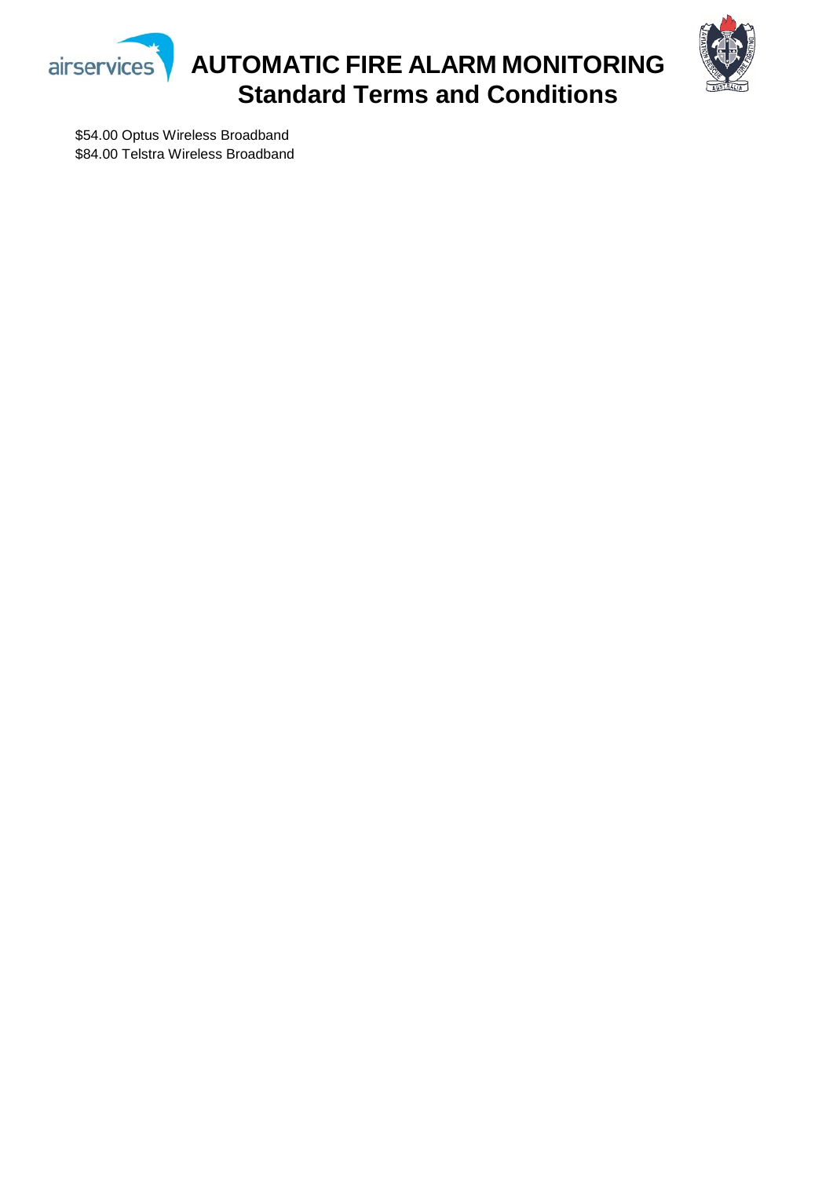$54.00 Optus Wireless Broadband
$84.00 Telstra Wireless Broadband